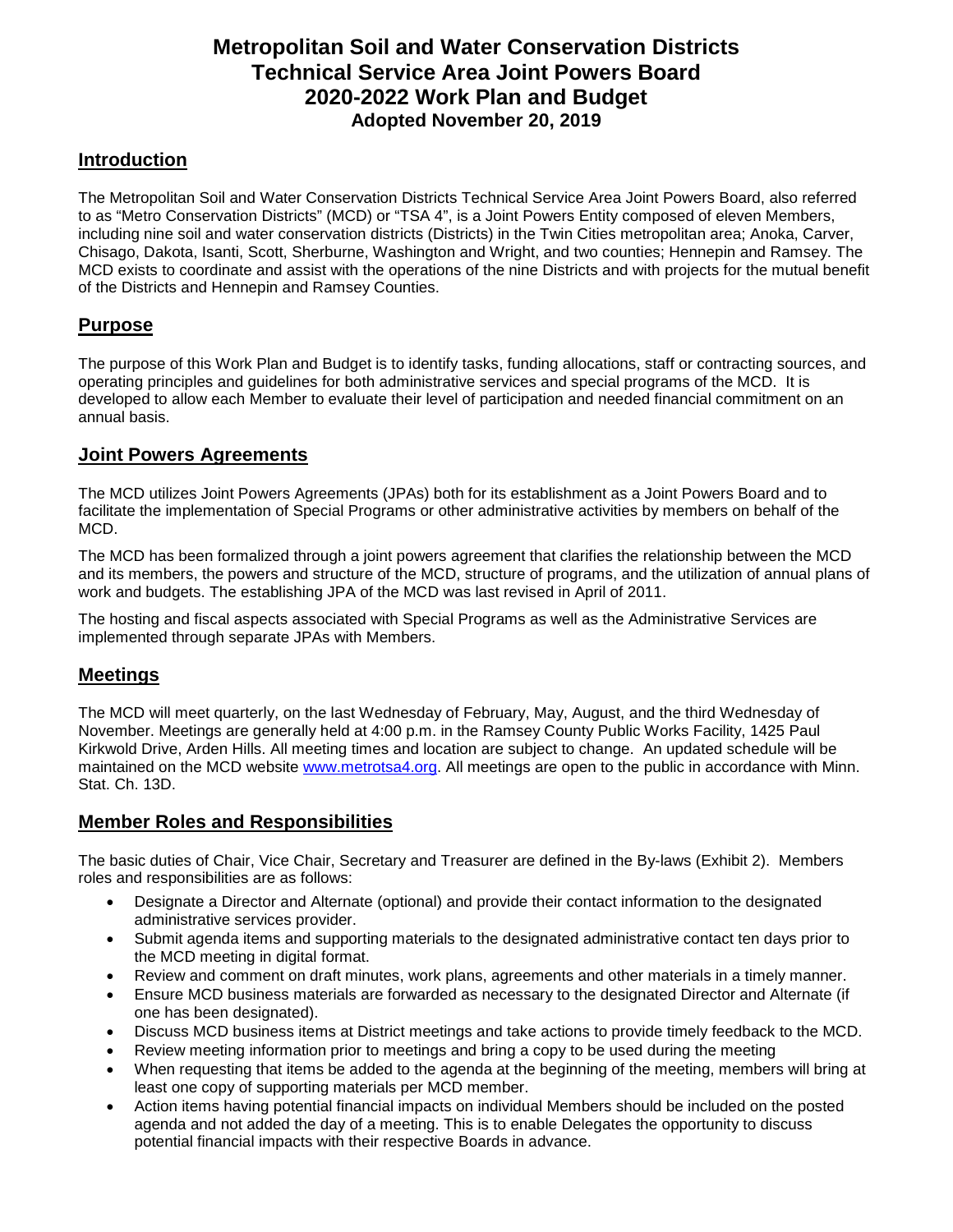# Metropolitan Soil and Water Conservation Districts Technical Service Area Joint Powers Board 2020-2022 Work Plan and Budget

**Adopted November 20, 2019**

## Introduction

The Metropolitan Soil and Water Conservation Districts Technical Service Area Joint Powers Board, also referred to as "Metro Conservation Districts" (MCD) or "TSA 4", is a Joint Powers Entity composed of eleven Members, including nine soil and water conservation districts (Districts) in the Twin Cities metropolitan area; Anoka, Carver, Chisago, Dakota, Isanti, Scott, Sherburne, Washington and Wright, and two counties; Hennepin and Ramsey. The MCD exists to coordinate and assist with the operations of the nine Districts and with projects for the mutual benefit of the Districts and Hennepin and Ramsey Counties.

## Purpose

The purpose of this Work Plan and Budget is to identify tasks, funding allocations, staff or contracting sources, and operating principles and guidelines for both administrative services and special programs of the MCD. It is developed to allow each Member to evaluate their level of participation and needed financial commitment on an annual basis.

## Joint Powers Agreements

The MCD utilizes Joint Powers Agreements (JPAs) both for its establishment as a Joint Powers Board and to facilitate the implementation of Special Programs or other administrative activities by members on behalf of the MCD.

The MCD has been formalized through a joint powers agreement that clarifies the relationship between the MCD and its members, the powers and structure of the MCD, structure of programs, and the utilization of annual plans of work and budgets. The establishing JPA of the MCD was last revised in April of 2011.

The hosting and fiscal aspects associated with Special Programs as well as the Administrative Services are implemented through separate JPAs with Members.

## Meetings

The MCD will meet quarterly, on the last Wednesday of February, May, August, and the third Wednesday of November. Meetings are generally held at 4:00 p.m. in the Ramsey County Public Works Facility, 1425 Paul Kirkwold Drive, Arden Hills. All meeting times and location are subject to change. An updated schedule will be maintained on the MCD website [www.metrotsa4.org](www.metrotsa4.org). All meetings are open to the public in accordance with Minn. Stat. Ch. 13D.

## Member Roles and Responsibilities

The basic duties of Chair, Vice Chair, Secretary and Treasurer are defined in the By-laws (Exhibit 2). Members roles and responsibilities are as follows:

- Designate a Director and Alternate (optional) and provide their contact information to the designated administrative services provider.
- Submit agenda items and supporting materials to the designated administrative contact ten days prior to the MCD meeting in digital format.
- Review and comment on draft minutes, work plans, agreements and other materials in a timely manner.
- Ensure MCD business materials are forwarded as necessary to the designated Director and Alternate (if one has been designated).
- Discuss MCD business items at District meetings and take actions to provide timely feedback to the MCD.
- Review meeting information prior to meetings and bring a copy to be used during the meeting
- When requesting that items be added to the agenda at the beginning of the meeting, members will bring at least one copy of supporting materials per MCD member.
- Action items having potential financial impacts on individual Members should be included on the posted agenda and not added the day of a meeting. This is to enable Delegates the opportunity to discuss potential financial impacts with their respective Boards in advance.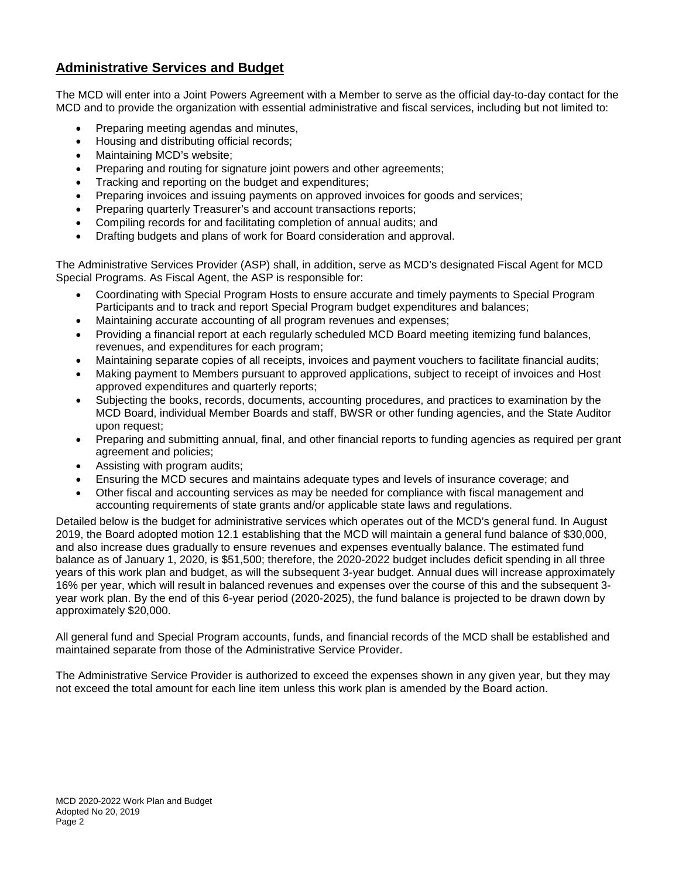## Administrative Services and Budget

The MCD will enter into a Joint Powers Agreement with a Member to serve as the official day-to-day contact for the MCD and to provide the organization with essential administrative and fiscal services, including but not limited to:

- Preparing meeting agendas and minutes,
- Housing and distributing official records;
- Maintaining MCD's website;
- Preparing and routing for signature joint powers and other agreements;
- Tracking and reporting on the budget and expenditures;
- Preparing invoices and issuing payments on approved invoices for goods and services;
- Preparing quarterly Treasurer's and account transactions reports;
- Compiling records for and facilitating completion of annual audits; and
- Drafting budgets and plans of work for Board consideration and approval.

The Administrative Services Provider (ASP) shall, in addition, serve as MCD's designated Fiscal Agent for MCD Special Programs. As Fiscal Agent, the ASP is responsible for:

- Coordinating with Special Program Hosts to ensure accurate and timely payments to Special Program Participants and to track and report Special Program budget expenditures and balances;
- Maintaining accurate accounting of all program revenues and expenses;
- Providing a financial report at each regularly scheduled MCD Board meeting itemizing fund balances, revenues, and expenditures for each program;
- Maintaining separate copies of all receipts, invoices and payment vouchers to facilitate financial audits;
- Making payment to Members pursuant to approved applications, subject to receipt of invoices and Host approved expenditures and quarterly reports;
- Subjecting the books, records, documents, accounting procedures, and practices to examination by the MCD Board, individual Member Boards and staff, BWSR or other funding agencies, and the State Auditor upon request;
- Preparing and submitting annual, final, and other financial reports to funding agencies as required per grant agreement and policies;
- Assisting with program audits;
- Ensuring the MCD secures and maintains adequate types and levels of insurance coverage; and
- Other fiscal and accounting services as may be needed for compliance with fiscal management and accounting requirements of state grants and/or applicable state laws and regulations.

Detailed below is the budget for administrative services which operates out of the MCD's general fund. In August 2019, the Board adopted motion 12.1 establishing that the MCD will maintain a general fund balance of $30,000, and also increase dues gradually to ensure revenues and expenses eventually balance. The estimated fund balance as of January 1, 2020, is $51,500; therefore, the 2020-2022 budget includes deficit spending in all three years of this work plan and budget, as will the subsequent 3-year budget. Annual dues will increase approximately 16% per year, which will result in balanced revenues and expenses over the course of this and the subsequent 3-year work plan. By the end of this 6-year period (2020-2025), the fund balance is projected to be drawn down by approximately $20,000.

All general fund and Special Program accounts, funds, and financial records of the MCD shall be established and maintained separate from those of the Administrative Service Provider.

The Administrative Service Provider is authorized to exceed the expenses shown in any given year, but they may not exceed the total amount for each line item unless this work plan is amended by the Board action.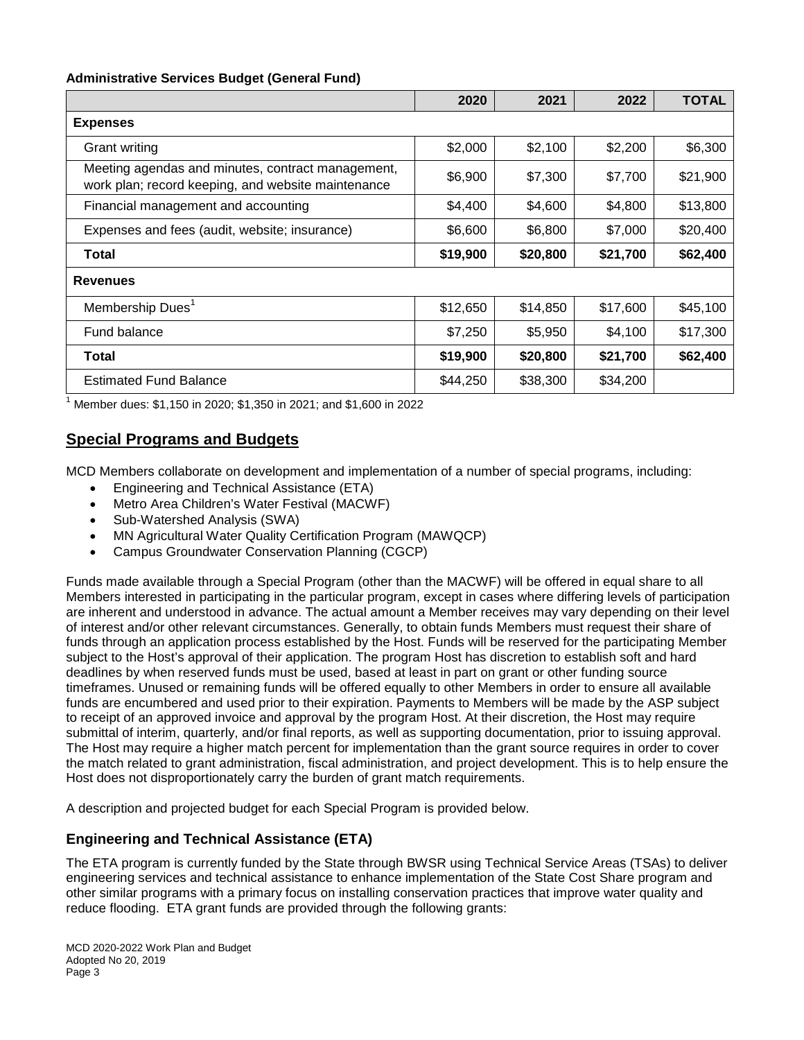**Administrative Services Budget (General Fund)**

| | 2020 | 2021 | 2022 | TOTAL |
|---|---|---|---|---|
| **Expenses** | | | | |
| Grant writing | $2,000 | $2,100 | $2,200 | $6,300 |
| Meeting agendas and minutes, contract management, work plan; record keeping, and website maintenance | $6,900 | $7,300 | $7,700 | $21,900 |
| Financial management and accounting | $4,400 | $4,600 | $4,800 | $13,800 |
| Expenses and fees (audit, website; insurance) | $6,600 | $6,800 | $7,000 | $20,400 |
| **Total** | **$19,900** | **$20,800** | **$21,700** | **$62,400** |
| **Revenues** | | | | |
| Membership Dues[1] | $12,650 | $14,850 | $17,600 | $45,100 |
| Fund balance | $7,250 | $5,950 | $4,100 | $17,300 |
| **Total** | **$19,900** | **$20,800** | **$21,700** | **$62,400** |
| Estimated Fund Balance | $44,250 | $38,300 | $34,200 | |

[1] Member dues: $1,150 in 2020; $1,350 in 2021; and $1,600 in 2022

## Special Programs and Budgets

MCD Members collaborate on development and implementation of a number of special programs, including:

- Engineering and Technical Assistance (ETA)
- Metro Area Children's Water Festival (MACWF)
- Sub-Watershed Analysis (SWA)
- MN Agricultural Water Quality Certification Program (MAWQCP)
- Campus Groundwater Conservation Planning (CGCP)

Funds made available through a Special Program (other than the MACWF) will be offered in equal share to all Members interested in participating in the particular program, except in cases where differing levels of participation are inherent and understood in advance. The actual amount a Member receives may vary depending on their level of interest and/or other relevant circumstances. Generally, to obtain funds Members must request their share of funds through an application process established by the Host. Funds will be reserved for the participating Member subject to the Host's approval of their application. The program Host has discretion to establish soft and hard deadlines by when reserved funds must be used, based at least in part on grant or other funding source timeframes. Unused or remaining funds will be offered equally to other Members in order to ensure all available funds are encumbered and used prior to their expiration. Payments to Members will be made by the ASP subject to receipt of an approved invoice and approval by the program Host. At their discretion, the Host may require submittal of interim, quarterly, and/or final reports, as well as supporting documentation, prior to issuing approval. The Host may require a higher match percent for implementation than the grant source requires in order to cover the match related to grant administration, fiscal administration, and project development. This is to help ensure the Host does not disproportionately carry the burden of grant match requirements.

A description and projected budget for each Special Program is provided below.

### Engineering and Technical Assistance (ETA)

The ETA program is currently funded by the State through BWSR using Technical Service Areas (TSAs) to deliver engineering services and technical assistance to enhance implementation of the State Cost Share program and other similar programs with a primary focus on installing conservation practices that improve water quality and reduce flooding. ETA grant funds are provided through the following grants: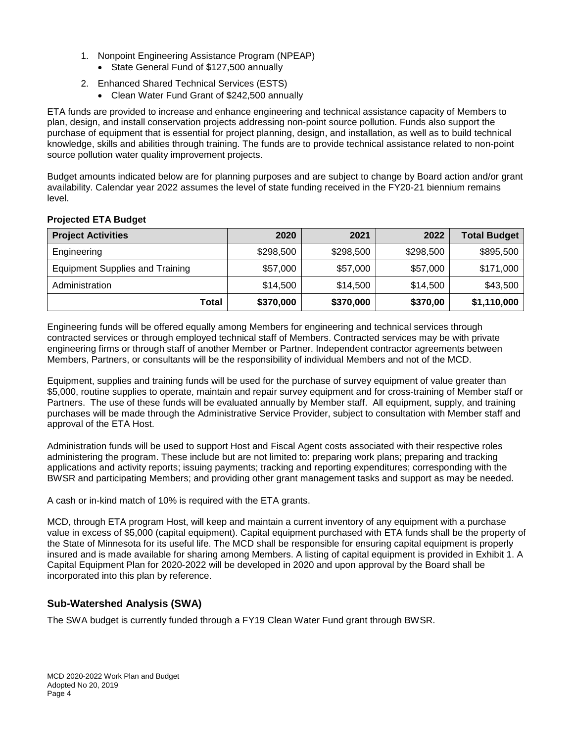1. Nonpoint Engineering Assistance Program (NPEAP)
   - State General Fund of $127,500 annually
2. Enhanced Shared Technical Services (ESTS)
   - Clean Water Fund Grant of $242,500 annually

ETA funds are provided to increase and enhance engineering and technical assistance capacity of Members to plan, design, and install conservation projects addressing non-point source pollution. Funds also support the purchase of equipment that is essential for project planning, design, and installation, as well as to build technical knowledge, skills and abilities through training. The funds are to provide technical assistance related to non-point source pollution water quality improvement projects.

Budget amounts indicated below are for planning purposes and are subject to change by Board action and/or grant availability. Calendar year 2022 assumes the level of state funding received in the FY20-21 biennium remains level.

**Projected ETA Budget**

| Project Activities | 2020 | 2021 | 2022 | Total Budget |
|---|---|---|---|---|
| Engineering | $298,500 | $298,500 | $298,500 | $895,500 |
| Equipment Supplies and Training | $57,000 | $57,000 | $57,000 | $171,000 |
| Administration | $14,500 | $14,500 | $14,500 | $43,500 |
| **Total** | **$370,000** | **$370,000** | **$370,00** | **$1,110,000** |

Engineering funds will be offered equally among Members for engineering and technical services through contracted services or through employed technical staff of Members. Contracted services may be with private engineering firms or through staff of another Member or Partner. Independent contractor agreements between Members, Partners, or consultants will be the responsibility of individual Members and not of the MCD.

Equipment, supplies and training funds will be used for the purchase of survey equipment of value greater than $5,000, routine supplies to operate, maintain and repair survey equipment and for cross-training of Member staff or Partners. The use of these funds will be evaluated annually by Member staff. All equipment, supply, and training purchases will be made through the Administrative Service Provider, subject to consultation with Member staff and approval of the ETA Host.

Administration funds will be used to support Host and Fiscal Agent costs associated with their respective roles administering the program. These include but are not limited to: preparing work plans; preparing and tracking applications and activity reports; issuing payments; tracking and reporting expenditures; corresponding with the BWSR and participating Members; and providing other grant management tasks and support as may be needed.

A cash or in-kind match of 10% is required with the ETA grants.

MCD, through ETA program Host, will keep and maintain a current inventory of any equipment with a purchase value in excess of $5,000 (capital equipment). Capital equipment purchased with ETA funds shall be the property of the State of Minnesota for its useful life. The MCD shall be responsible for ensuring capital equipment is properly insured and is made available for sharing among Members. A listing of capital equipment is provided in Exhibit 1. A Capital Equipment Plan for 2020-2022 will be developed in 2020 and upon approval by the Board shall be incorporated into this plan by reference.

## Sub-Watershed Analysis (SWA)

The SWA budget is currently funded through a FY19 Clean Water Fund grant through BWSR.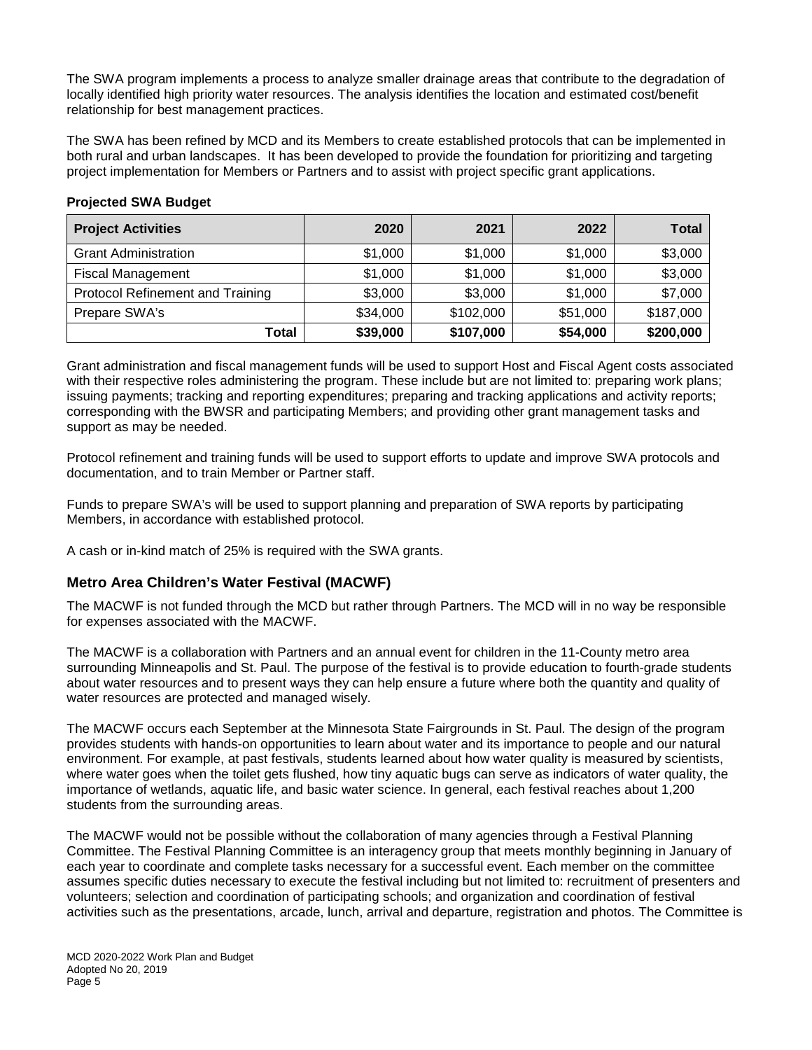The SWA program implements a process to analyze smaller drainage areas that contribute to the degradation of locally identified high priority water resources. The analysis identifies the location and estimated cost/benefit relationship for best management practices.

The SWA has been refined by MCD and its Members to create established protocols that can be implemented in both rural and urban landscapes. It has been developed to provide the foundation for prioritizing and targeting project implementation for Members or Partners and to assist with project specific grant applications.

**Projected SWA Budget**

| Project Activities | 2020 | 2021 | 2022 | Total |
|---|---:|---:|---:|---:|
| Grant Administration | $1,000 | $1,000 | $1,000 | $3,000 |
| Fiscal Management | $1,000 | $1,000 | $1,000 | $3,000 |
| Protocol Refinement and Training | $3,000 | $3,000 | $1,000 | $7,000 |
| Prepare SWA's | $34,000 | $102,000 | $51,000 | $187,000 |
| **Total** | **$39,000** | **$107,000** | **$54,000** | **$200,000** |

Grant administration and fiscal management funds will be used to support Host and Fiscal Agent costs associated with their respective roles administering the program. These include but are not limited to: preparing work plans; issuing payments; tracking and reporting expenditures; preparing and tracking applications and activity reports; corresponding with the BWSR and participating Members; and providing other grant management tasks and support as may be needed.

Protocol refinement and training funds will be used to support efforts to update and improve SWA protocols and documentation, and to train Member or Partner staff.

Funds to prepare SWA's will be used to support planning and preparation of SWA reports by participating Members, in accordance with established protocol.

A cash or in-kind match of 25% is required with the SWA grants.

## Metro Area Children's Water Festival (MACWF)

The MACWF is not funded through the MCD but rather through Partners. The MCD will in no way be responsible for expenses associated with the MACWF.

The MACWF is a collaboration with Partners and an annual event for children in the 11-County metro area surrounding Minneapolis and St. Paul. The purpose of the festival is to provide education to fourth-grade students about water resources and to present ways they can help ensure a future where both the quantity and quality of water resources are protected and managed wisely.

The MACWF occurs each September at the Minnesota State Fairgrounds in St. Paul. The design of the program provides students with hands-on opportunities to learn about water and its importance to people and our natural environment. For example, at past festivals, students learned about how water quality is measured by scientists, where water goes when the toilet gets flushed, how tiny aquatic bugs can serve as indicators of water quality, the importance of wetlands, aquatic life, and basic water science. In general, each festival reaches about 1,200 students from the surrounding areas.

The MACWF would not be possible without the collaboration of many agencies through a Festival Planning Committee. The Festival Planning Committee is an interagency group that meets monthly beginning in January of each year to coordinate and complete tasks necessary for a successful event. Each member on the committee assumes specific duties necessary to execute the festival including but not limited to: recruitment of presenters and volunteers; selection and coordination of participating schools; and organization and coordination of festival activities such as the presentations, arcade, lunch, arrival and departure, registration and photos. The Committee is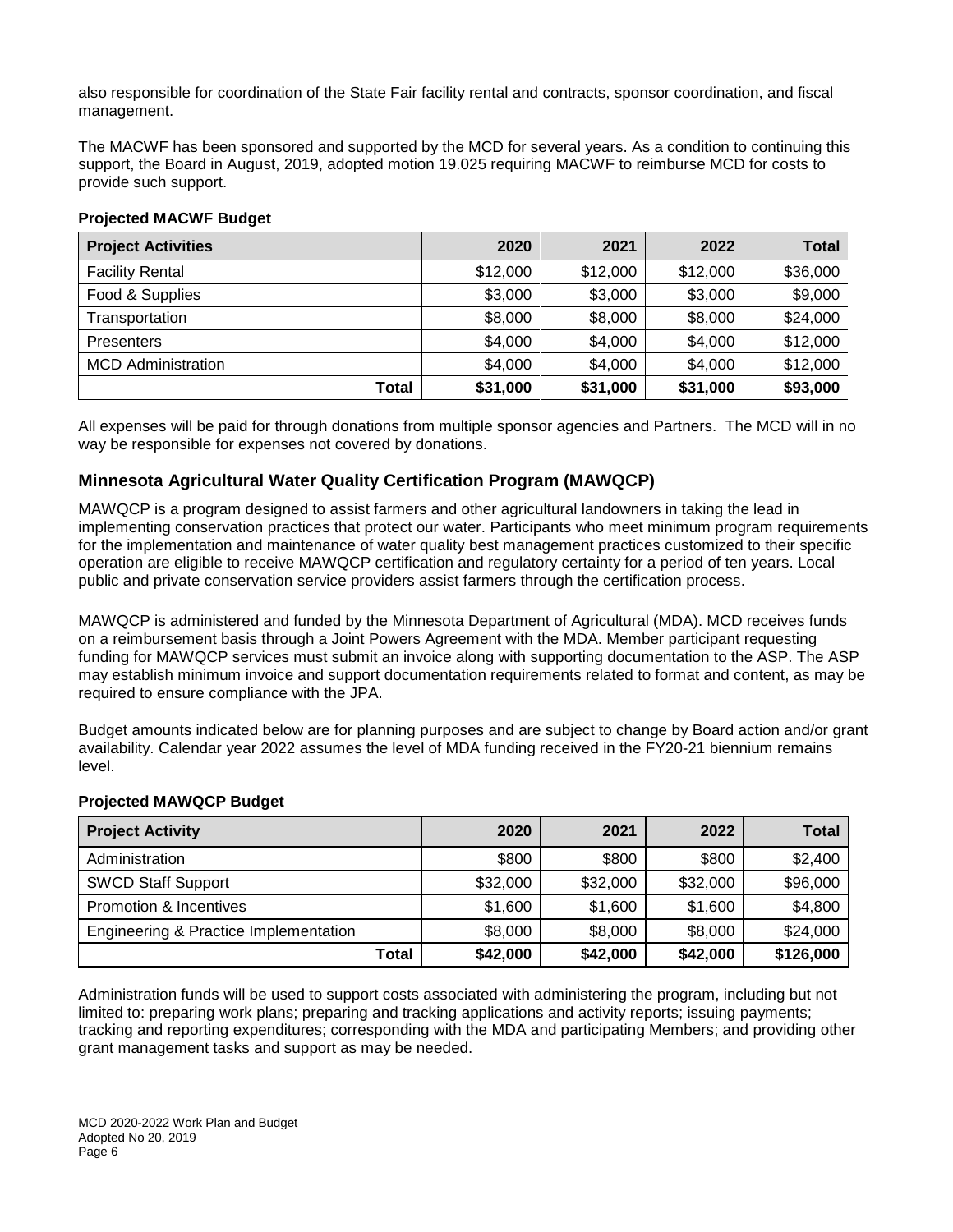also responsible for coordination of the State Fair facility rental and contracts, sponsor coordination, and fiscal management.

The MACWF has been sponsored and supported by the MCD for several years. As a condition to continuing this support, the Board in August, 2019, adopted motion 19.025 requiring MACWF to reimburse MCD for costs to provide such support.

**Projected MACWF Budget**

| Project Activities | 2020 | 2021 | 2022 | Total |
|---|---:|---:|---:|---:|
| Facility Rental | $12,000 | $12,000 | $12,000 | $36,000 |
| Food & Supplies | $3,000 | $3,000 | $3,000 | $9,000 |
| Transportation | $8,000 | $8,000 | $8,000 | $24,000 |
| Presenters | $4,000 | $4,000 | $4,000 | $12,000 |
| MCD Administration | $4,000 | $4,000 | $4,000 | $12,000 |
| **Total** | **$31,000** | **$31,000** | **$31,000** | **$93,000** |

All expenses will be paid for through donations from multiple sponsor agencies and Partners. The MCD will in no way be responsible for expenses not covered by donations.

## Minnesota Agricultural Water Quality Certification Program (MAWQCP)

MAWQCP is a program designed to assist farmers and other agricultural landowners in taking the lead in implementing conservation practices that protect our water. Participants who meet minimum program requirements for the implementation and maintenance of water quality best management practices customized to their specific operation are eligible to receive MAWQCP certification and regulatory certainty for a period of ten years. Local public and private conservation service providers assist farmers through the certification process.

MAWQCP is administered and funded by the Minnesota Department of Agricultural (MDA). MCD receives funds on a reimbursement basis through a Joint Powers Agreement with the MDA. Member participant requesting funding for MAWQCP services must submit an invoice along with supporting documentation to the ASP. The ASP may establish minimum invoice and support documentation requirements related to format and content, as may be required to ensure compliance with the JPA.

Budget amounts indicated below are for planning purposes and are subject to change by Board action and/or grant availability. Calendar year 2022 assumes the level of MDA funding received in the FY20-21 biennium remains level.

**Projected MAWQCP Budget**

| Project Activity | 2020 | 2021 | 2022 | Total |
|---|---:|---:|---:|---:|
| Administration | $800 | $800 | $800 | $2,400 |
| SWCD Staff Support | $32,000 | $32,000 | $32,000 | $96,000 |
| Promotion & Incentives | $1,600 | $1,600 | $1,600 | $4,800 |
| Engineering & Practice Implementation | $8,000 | $8,000 | $8,000 | $24,000 |
| **Total** | **$42,000** | **$42,000** | **$42,000** | **$126,000** |

Administration funds will be used to support costs associated with administering the program, including but not limited to: preparing work plans; preparing and tracking applications and activity reports; issuing payments; tracking and reporting expenditures; corresponding with the MDA and participating Members; and providing other grant management tasks and support as may be needed.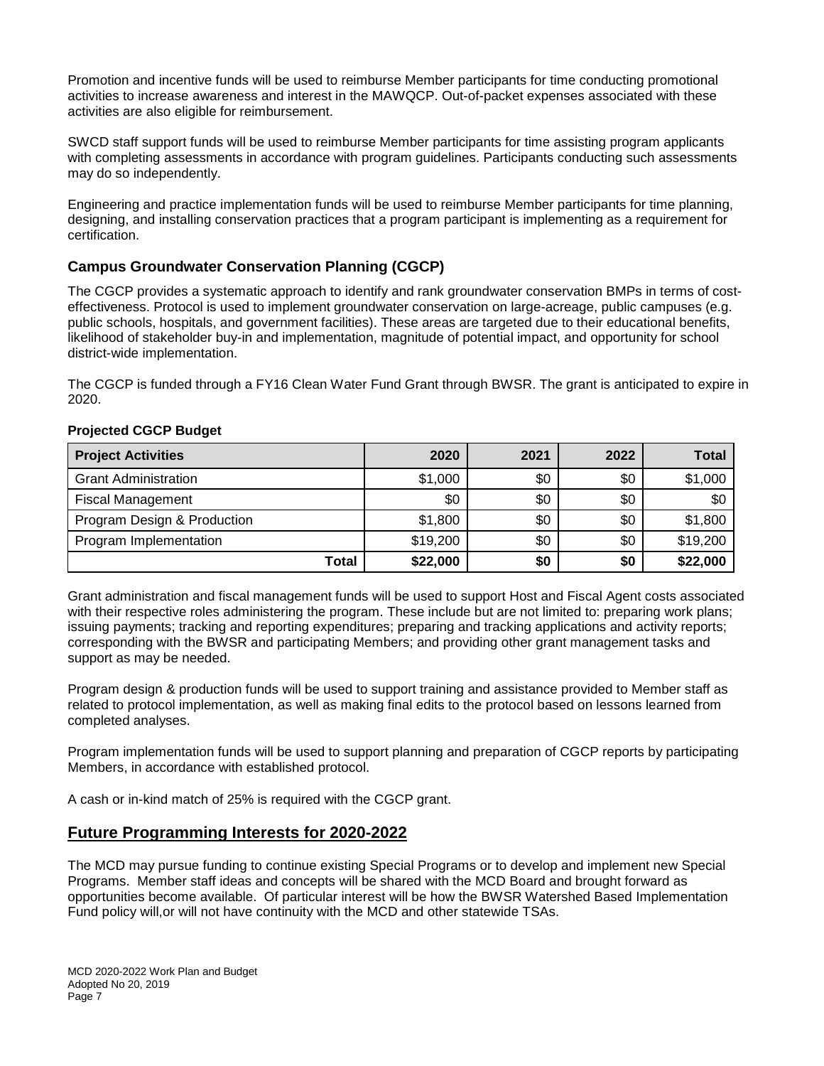Promotion and incentive funds will be used to reimburse Member participants for time conducting promotional activities to increase awareness and interest in the MAWQCP. Out-of-packet expenses associated with these activities are also eligible for reimbursement.

SWCD staff support funds will be used to reimburse Member participants for time assisting program applicants with completing assessments in accordance with program guidelines. Participants conducting such assessments may do so independently.

Engineering and practice implementation funds will be used to reimburse Member participants for time planning, designing, and installing conservation practices that a program participant is implementing as a requirement for certification.

### Campus Groundwater Conservation Planning (CGCP)

The CGCP provides a systematic approach to identify and rank groundwater conservation BMPs in terms of cost-effectiveness. Protocol is used to implement groundwater conservation on large-acreage, public campuses (e.g. public schools, hospitals, and government facilities). These areas are targeted due to their educational benefits, likelihood of stakeholder buy-in and implementation, magnitude of potential impact, and opportunity for school district-wide implementation.

The CGCP is funded through a FY16 Clean Water Fund Grant through BWSR. The grant is anticipated to expire in 2020.

**Projected CGCP Budget**

| Project Activities | 2020 | 2021 | 2022 | Total |
|---|---|---|---|---|
| Grant Administration | $1,000 | $0 | $0 | $1,000 |
| Fiscal Management | $0 | $0 | $0 | $0 |
| Program Design & Production | $1,800 | $0 | $0 | $1,800 |
| Program Implementation | $19,200 | $0 | $0 | $19,200 |
| **Total** | **$22,000** | **$0** | **$0** | **$22,000** |

Grant administration and fiscal management funds will be used to support Host and Fiscal Agent costs associated with their respective roles administering the program. These include but are not limited to: preparing work plans; issuing payments; tracking and reporting expenditures; preparing and tracking applications and activity reports; corresponding with the BWSR and participating Members; and providing other grant management tasks and support as may be needed.

Program design & production funds will be used to support training and assistance provided to Member staff as related to protocol implementation, as well as making final edits to the protocol based on lessons learned from completed analyses.

Program implementation funds will be used to support planning and preparation of CGCP reports by participating Members, in accordance with established protocol.

A cash or in-kind match of 25% is required with the CGCP grant.

## Future Programming Interests for 2020-2022

The MCD may pursue funding to continue existing Special Programs or to develop and implement new Special Programs. Member staff ideas and concepts will be shared with the MCD Board and brought forward as opportunities become available. Of particular interest will be how the BWSR Watershed Based Implementation Fund policy will,or will not have continuity with the MCD and other statewide TSAs.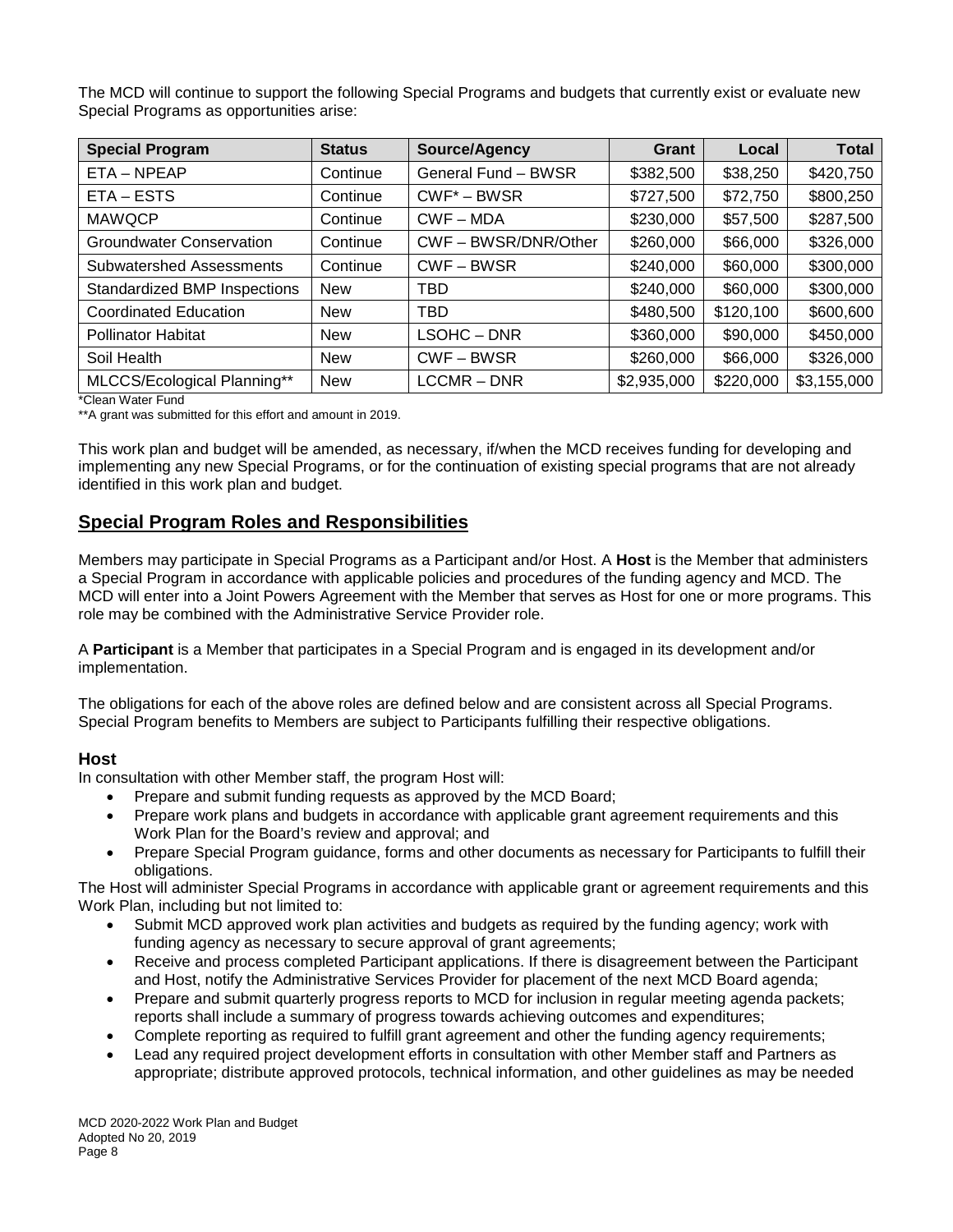The MCD will continue to support the following Special Programs and budgets that currently exist or evaluate new Special Programs as opportunities arise:

| Special Program | Status | Source/Agency | Grant | Local | Total |
|---|---|---|---|---|---|
| ETA – NPEAP | Continue | General Fund – BWSR | $382,500 | $38,250 | $420,750 |
| ETA – ESTS | Continue | CWF* – BWSR | $727,500 | $72,750 | $800,250 |
| MAWQCP | Continue | CWF – MDA | $230,000 | $57,500 | $287,500 |
| Groundwater Conservation | Continue | CWF – BWSR/DNR/Other | $260,000 | $66,000 | $326,000 |
| Subwatershed Assessments | Continue | CWF – BWSR | $240,000 | $60,000 | $300,000 |
| Standardized BMP Inspections | New | TBD | $240,000 | $60,000 | $300,000 |
| Coordinated Education | New | TBD | $480,500 | $120,100 | $600,600 |
| Pollinator Habitat | New | LSOHC – DNR | $360,000 | $90,000 | $450,000 |
| Soil Health | New | CWF – BWSR | $260,000 | $66,000 | $326,000 |
| MLCCS/Ecological Planning** | New | LCCMR – DNR | $2,935,000 | $220,000 | $3,155,000 |

*Clean Water Fund

**A grant was submitted for this effort and amount in 2019.

This work plan and budget will be amended, as necessary, if/when the MCD receives funding for developing and implementing any new Special Programs, or for the continuation of existing special programs that are not already identified in this work plan and budget.

## Special Program Roles and Responsibilities

Members may participate in Special Programs as a Participant and/or Host. A **Host** is the Member that administers a Special Program in accordance with applicable policies and procedures of the funding agency and MCD. The MCD will enter into a Joint Powers Agreement with the Member that serves as Host for one or more programs. This role may be combined with the Administrative Service Provider role.

A **Participant** is a Member that participates in a Special Program and is engaged in its development and/or implementation.

The obligations for each of the above roles are defined below and are consistent across all Special Programs. Special Program benefits to Members are subject to Participants fulfilling their respective obligations.

### Host

In consultation with other Member staff, the program Host will:

- Prepare and submit funding requests as approved by the MCD Board;
- Prepare work plans and budgets in accordance with applicable grant agreement requirements and this Work Plan for the Board's review and approval; and
- Prepare Special Program guidance, forms and other documents as necessary for Participants to fulfill their obligations.

The Host will administer Special Programs in accordance with applicable grant or agreement requirements and this Work Plan, including but not limited to:

- Submit MCD approved work plan activities and budgets as required by the funding agency; work with funding agency as necessary to secure approval of grant agreements;
- Receive and process completed Participant applications. If there is disagreement between the Participant and Host, notify the Administrative Services Provider for placement of the next MCD Board agenda;
- Prepare and submit quarterly progress reports to MCD for inclusion in regular meeting agenda packets; reports shall include a summary of progress towards achieving outcomes and expenditures;
- Complete reporting as required to fulfill grant agreement and other the funding agency requirements;
- Lead any required project development efforts in consultation with other Member staff and Partners as appropriate; distribute approved protocols, technical information, and other guidelines as may be needed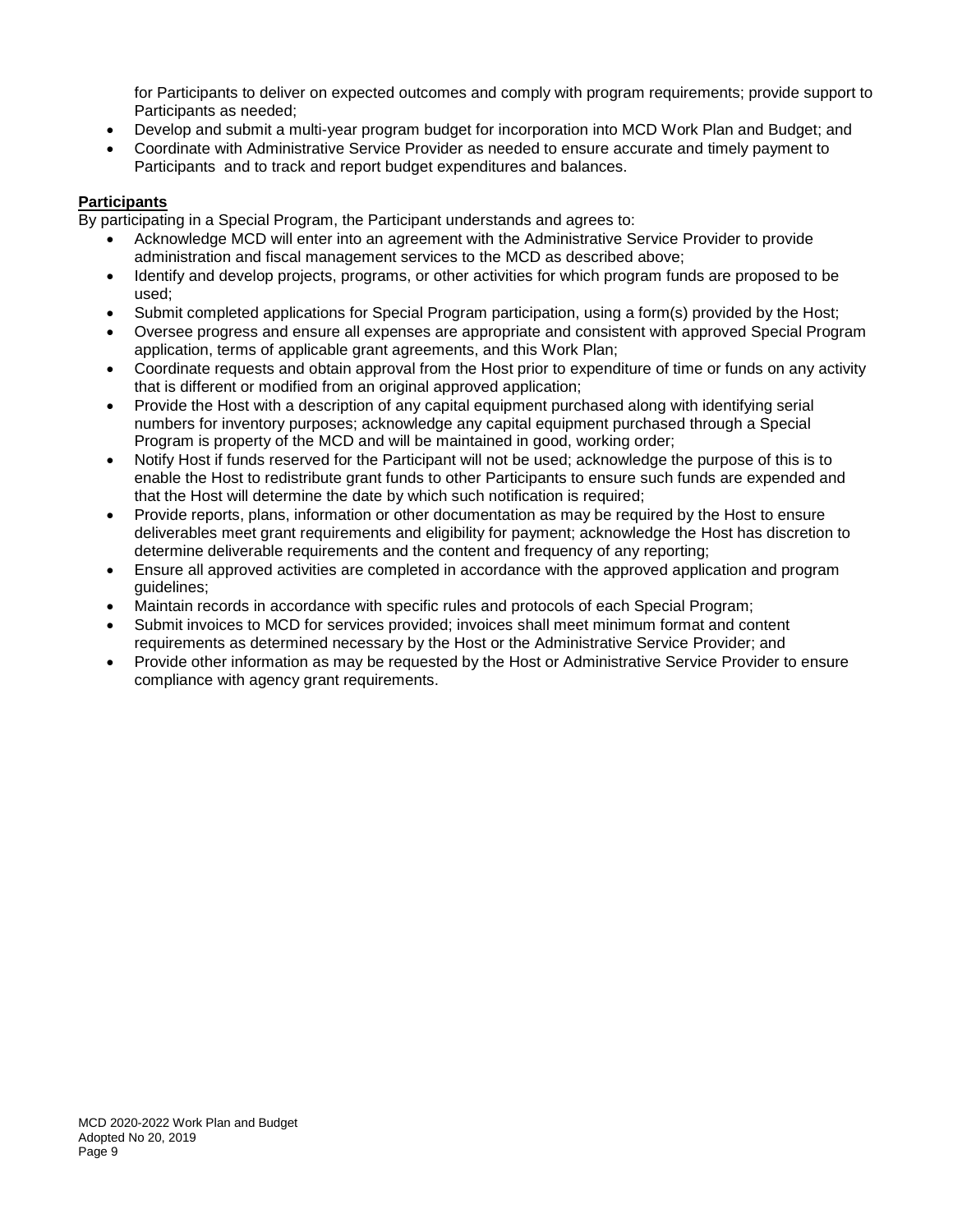for Participants to deliver on expected outcomes and comply with program requirements; provide support to Participants as needed;

- Develop and submit a multi-year program budget for incorporation into MCD Work Plan and Budget; and
- Coordinate with Administrative Service Provider as needed to ensure accurate and timely payment to Participants and to track and report budget expenditures and balances.

**Participants**

By participating in a Special Program, the Participant understands and agrees to:

- Acknowledge MCD will enter into an agreement with the Administrative Service Provider to provide administration and fiscal management services to the MCD as described above;
- Identify and develop projects, programs, or other activities for which program funds are proposed to be used;
- Submit completed applications for Special Program participation, using a form(s) provided by the Host;
- Oversee progress and ensure all expenses are appropriate and consistent with approved Special Program application, terms of applicable grant agreements, and this Work Plan;
- Coordinate requests and obtain approval from the Host prior to expenditure of time or funds on any activity that is different or modified from an original approved application;
- Provide the Host with a description of any capital equipment purchased along with identifying serial numbers for inventory purposes; acknowledge any capital equipment purchased through a Special Program is property of the MCD and will be maintained in good, working order;
- Notify Host if funds reserved for the Participant will not be used; acknowledge the purpose of this is to enable the Host to redistribute grant funds to other Participants to ensure such funds are expended and that the Host will determine the date by which such notification is required;
- Provide reports, plans, information or other documentation as may be required by the Host to ensure deliverables meet grant requirements and eligibility for payment; acknowledge the Host has discretion to determine deliverable requirements and the content and frequency of any reporting;
- Ensure all approved activities are completed in accordance with the approved application and program guidelines;
- Maintain records in accordance with specific rules and protocols of each Special Program;
- Submit invoices to MCD for services provided; invoices shall meet minimum format and content requirements as determined necessary by the Host or the Administrative Service Provider; and
- Provide other information as may be requested by the Host or Administrative Service Provider to ensure compliance with agency grant requirements.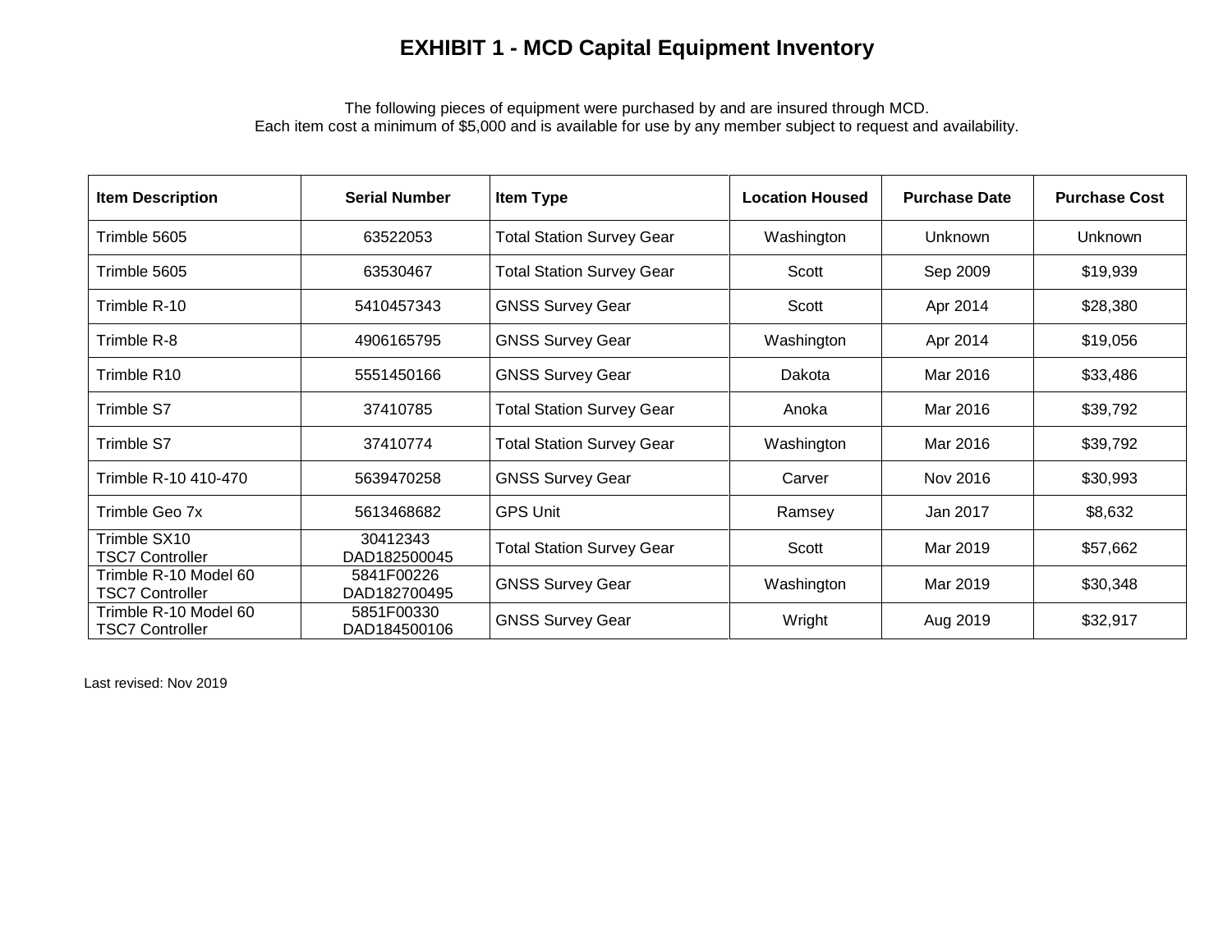# EXHIBIT 1 - MCD Capital Equipment Inventory

The following pieces of equipment were purchased by and are insured through MCD.
Each item cost a minimum of $5,000 and is available for use by any member subject to request and availability.

| Item Description | Serial Number | Item Type | Location Housed | Purchase Date | Purchase Cost |
|---|---|---|---|---|---|
| Trimble 5605 | 63522053 | Total Station Survey Gear | Washington | Unknown | Unknown |
| Trimble 5605 | 63530467 | Total Station Survey Gear | Scott | Sep 2009 | $19,939 |
| Trimble R-10 | 5410457343 | GNSS Survey Gear | Scott | Apr 2014 | $28,380 |
| Trimble R-8 | 4906165795 | GNSS Survey Gear | Washington | Apr 2014 | $19,056 |
| Trimble R10 | 5551450166 | GNSS Survey Gear | Dakota | Mar 2016 | $33,486 |
| Trimble S7 | 37410785 | Total Station Survey Gear | Anoka | Mar 2016 | $39,792 |
| Trimble S7 | 37410774 | Total Station Survey Gear | Washington | Mar 2016 | $39,792 |
| Trimble R-10 410-470 | 5639470258 | GNSS Survey Gear | Carver | Nov 2016 | $30,993 |
| Trimble Geo 7x | 5613468682 | GPS Unit | Ramsey | Jan 2017 | $8,632 |
| Trimble SX10<br>TSC7 Controller | 30412343<br>DAD182500045 | Total Station Survey Gear | Scott | Mar 2019 | $57,662 |
| Trimble R-10 Model 60<br>TSC7 Controller | 5841F00226<br>DAD182700495 | GNSS Survey Gear | Washington | Mar 2019 | $30,348 |
| Trimble R-10 Model 60<br>TSC7 Controller | 5851F00330<br>DAD184500106 | GNSS Survey Gear | Wright | Aug 2019 | $32,917 |

Last revised: Nov 2019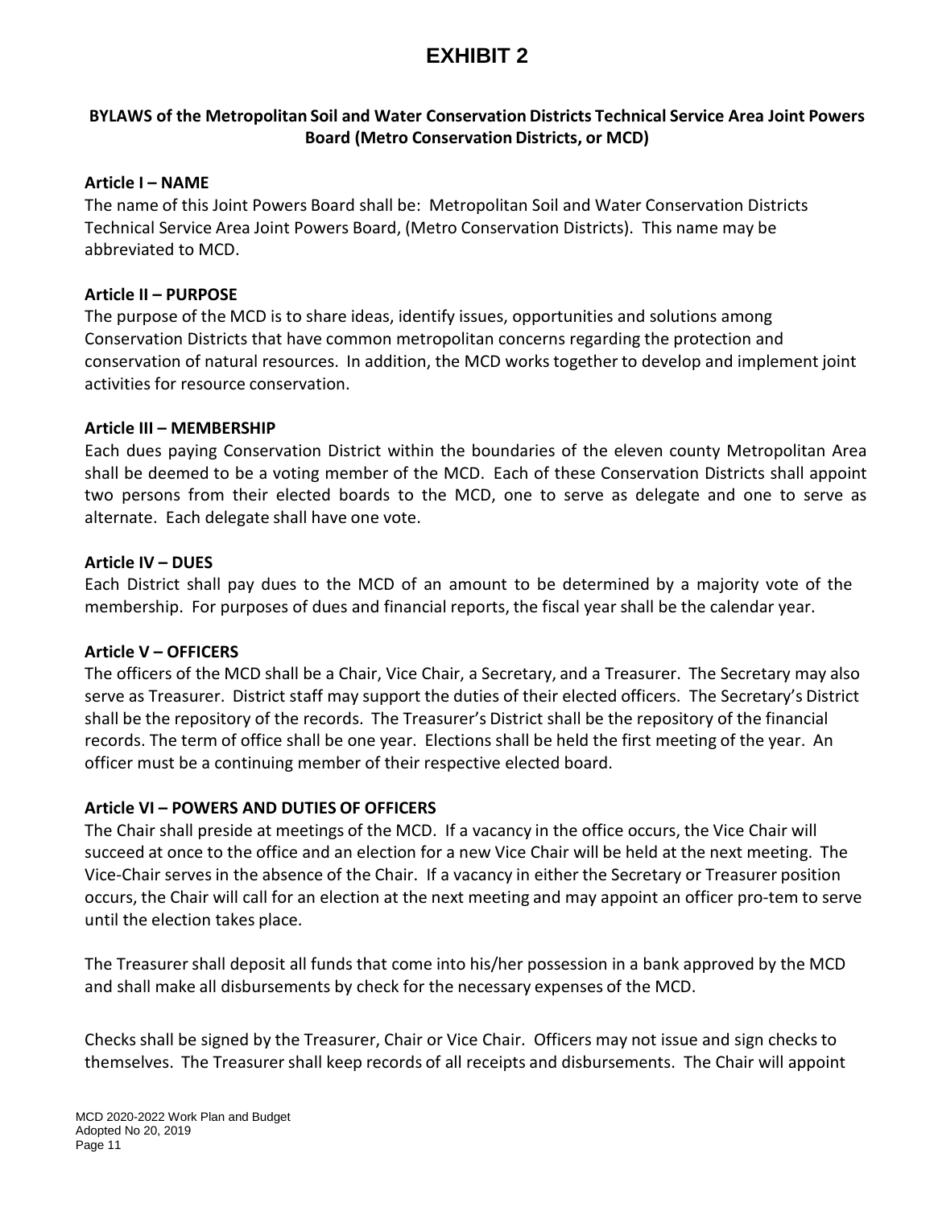# EXHIBIT 2

**BYLAWS of the Metropolitan Soil and Water Conservation Districts Technical Service Area Joint Powers Board (Metro Conservation Districts, or MCD)**

**Article I – NAME**

The name of this Joint Powers Board shall be: Metropolitan Soil and Water Conservation Districts Technical Service Area Joint Powers Board, (Metro Conservation Districts). This name may be abbreviated to MCD.

**Article II – PURPOSE**

The purpose of the MCD is to share ideas, identify issues, opportunities and solutions among Conservation Districts that have common metropolitan concerns regarding the protection and conservation of natural resources. In addition, the MCD works together to develop and implement joint activities for resource conservation.

**Article III – MEMBERSHIP**

Each dues paying Conservation District within the boundaries of the eleven county Metropolitan Area shall be deemed to be a voting member of the MCD. Each of these Conservation Districts shall appoint two persons from their elected boards to the MCD, one to serve as delegate and one to serve as alternate. Each delegate shall have one vote.

**Article IV – DUES**

Each District shall pay dues to the MCD of an amount to be determined by a majority vote of the membership. For purposes of dues and financial reports, the fiscal year shall be the calendar year.

**Article V – OFFICERS**

The officers of the MCD shall be a Chair, Vice Chair, a Secretary, and a Treasurer. The Secretary may also serve as Treasurer. District staff may support the duties of their elected officers. The Secretary's District shall be the repository of the records. The Treasurer's District shall be the repository of the financial records. The term of office shall be one year. Elections shall be held the first meeting of the year. An officer must be a continuing member of their respective elected board.

**Article VI – POWERS AND DUTIES OF OFFICERS**

The Chair shall preside at meetings of the MCD. If a vacancy in the office occurs, the Vice Chair will succeed at once to the office and an election for a new Vice Chair will be held at the next meeting. The Vice-Chair serves in the absence of the Chair. If a vacancy in either the Secretary or Treasurer position occurs, the Chair will call for an election at the next meeting and may appoint an officer pro-tem to serve until the election takes place.

The Treasurer shall deposit all funds that come into his/her possession in a bank approved by the MCD and shall make all disbursements by check for the necessary expenses of the MCD.

Checks shall be signed by the Treasurer, Chair or Vice Chair. Officers may not issue and sign checks to themselves. The Treasurer shall keep records of all receipts and disbursements. The Chair will appoint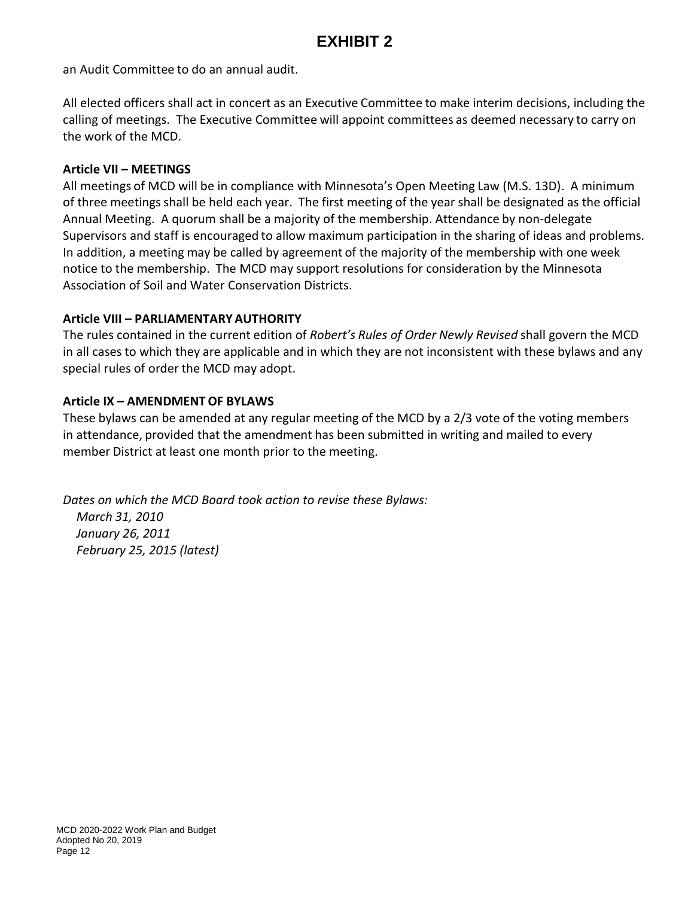# EXHIBIT 2

an Audit Committee to do an annual audit.

All elected officers shall act in concert as an Executive Committee to make interim decisions, including the calling of meetings. The Executive Committee will appoint committees as deemed necessary to carry on the work of the MCD.

**Article VII – MEETINGS**

All meetings of MCD will be in compliance with Minnesota's Open Meeting Law (M.S. 13D). A minimum of three meetings shall be held each year. The first meeting of the year shall be designated as the official Annual Meeting. A quorum shall be a majority of the membership. Attendance by non-delegate Supervisors and staff is encouraged to allow maximum participation in the sharing of ideas and problems. In addition, a meeting may be called by agreement of the majority of the membership with one week notice to the membership. The MCD may support resolutions for consideration by the Minnesota Association of Soil and Water Conservation Districts.

**Article VIII – PARLIAMENTARY AUTHORITY**

The rules contained in the current edition of *Robert's Rules of Order Newly Revised* shall govern the MCD in all cases to which they are applicable and in which they are not inconsistent with these bylaws and any special rules of order the MCD may adopt.

**Article IX – AMENDMENT OF BYLAWS**

These bylaws can be amended at any regular meeting of the MCD by a 2/3 vote of the voting members in attendance, provided that the amendment has been submitted in writing and mailed to every member District at least one month prior to the meeting.

*Dates on which the MCD Board took action to revise these Bylaws:*
*March 31, 2010*
*January 26, 2011*
*February 25, 2015 (latest)*